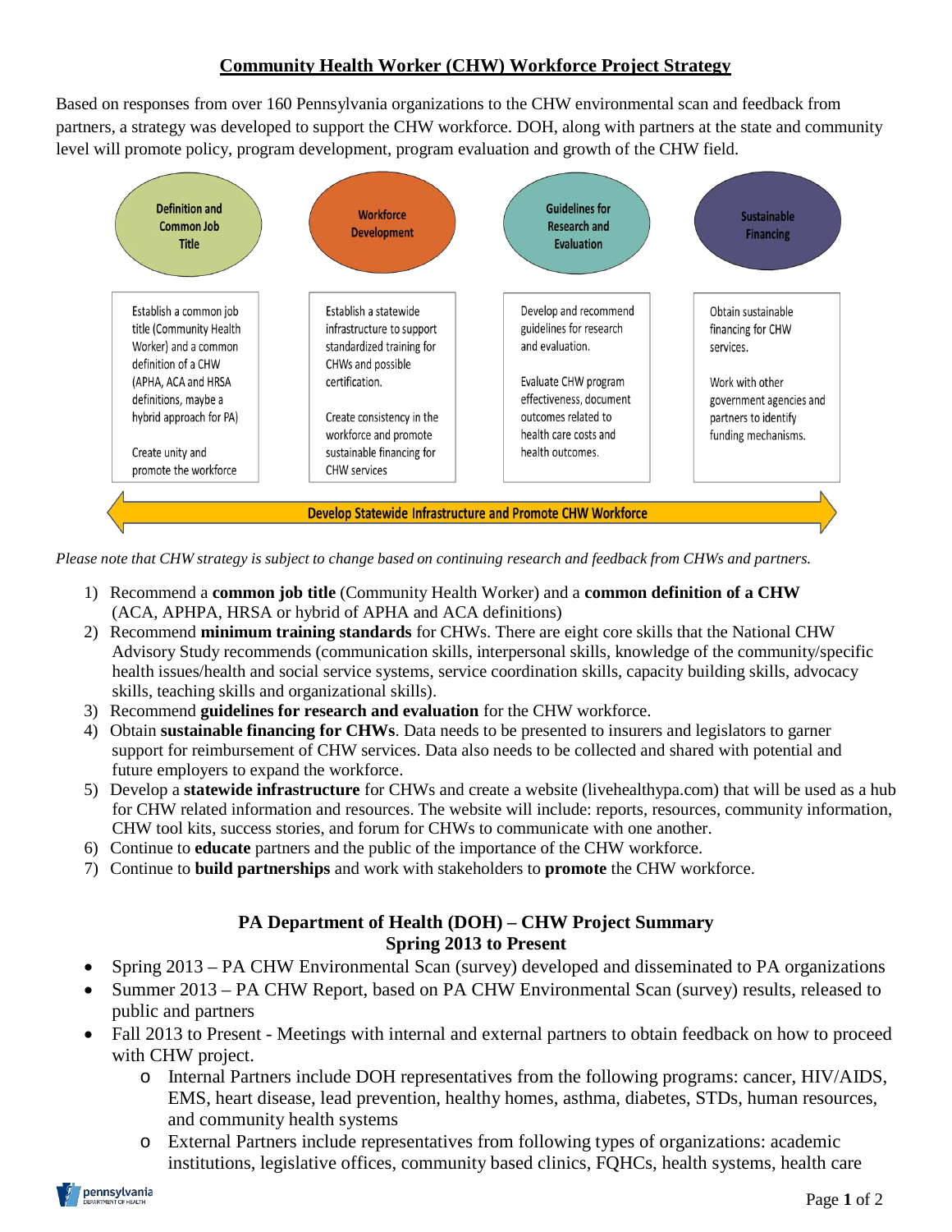# Community Health Worker (CHW) Workforce Project Strategy

Based on responses from over 160 Pennsylvania organizations to the CHW environmental scan and feedback from partners, a strategy was developed to support the CHW workforce. DOH, along with partners at the state and community level will promote policy, program development, program evaluation and growth of the CHW field.

| Definition and Common Job Title | Workforce Development | Guidelines for Research and Evaluation | Sustainable Financing |
|---|---|---|---|
| Establish a common job title (Community Health Worker) and a common definition of a CHW (APHA, ACA and HRSA definitions, maybe a hybrid approach for PA)<br><br>Create unity and promote the workforce | Establish a statewide infrastructure to support standardized training for CHWs and possible certification.<br><br>Create consistency in the workforce and promote sustainable financing for CHW services | Develop and recommend guidelines for research and evaluation.<br><br>Evaluate CHW program effectiveness, document outcomes related to health care costs and health outcomes. | Obtain sustainable financing for CHW services.<br><br>Work with other government agencies and partners to identify funding mechanisms. |

**Develop Statewide Infrastructure and Promote CHW Workforce**

*Please note that CHW strategy is subject to change based on continuing research and feedback from CHWs and partners.*

1) Recommend a **common job title** (Community Health Worker) and a **common definition of a CHW** (ACA, APHPA, HRSA or hybrid of APHA and ACA definitions)
2) Recommend **minimum training standards** for CHWs. There are eight core skills that the National CHW Advisory Study recommends (communication skills, interpersonal skills, knowledge of the community/specific health issues/health and social service systems, service coordination skills, capacity building skills, advocacy skills, teaching skills and organizational skills).
3) Recommend **guidelines for research and evaluation** for the CHW workforce.
4) Obtain **sustainable financing for CHWs**. Data needs to be presented to insurers and legislators to garner support for reimbursement of CHW services. Data also needs to be collected and shared with potential and future employers to expand the workforce.
5) Develop a **statewide infrastructure** for CHWs and create a website (livehealthypa.com) that will be used as a hub for CHW related information and resources. The website will include: reports, resources, community information, CHW tool kits, success stories, and forum for CHWs to communicate with one another.
6) Continue to **educate** partners and the public of the importance of the CHW workforce.
7) Continue to **build partnerships** and work with stakeholders to **promote** the CHW workforce.

## PA Department of Health (DOH) – CHW Project Summary Spring 2013 to Present

- Spring 2013 – PA CHW Environmental Scan (survey) developed and disseminated to PA organizations
- Summer 2013 – PA CHW Report, based on PA CHW Environmental Scan (survey) results, released to public and partners
- Fall 2013 to Present - Meetings with internal and external partners to obtain feedback on how to proceed with CHW project.
  - Internal Partners include DOH representatives from the following programs: cancer, HIV/AIDS, EMS, heart disease, lead prevention, healthy homes, asthma, diabetes, STDs, human resources, and community health systems
  - External Partners include representatives from following types of organizations: academic institutions, legislative offices, community based clinics, FQHCs, health systems, health care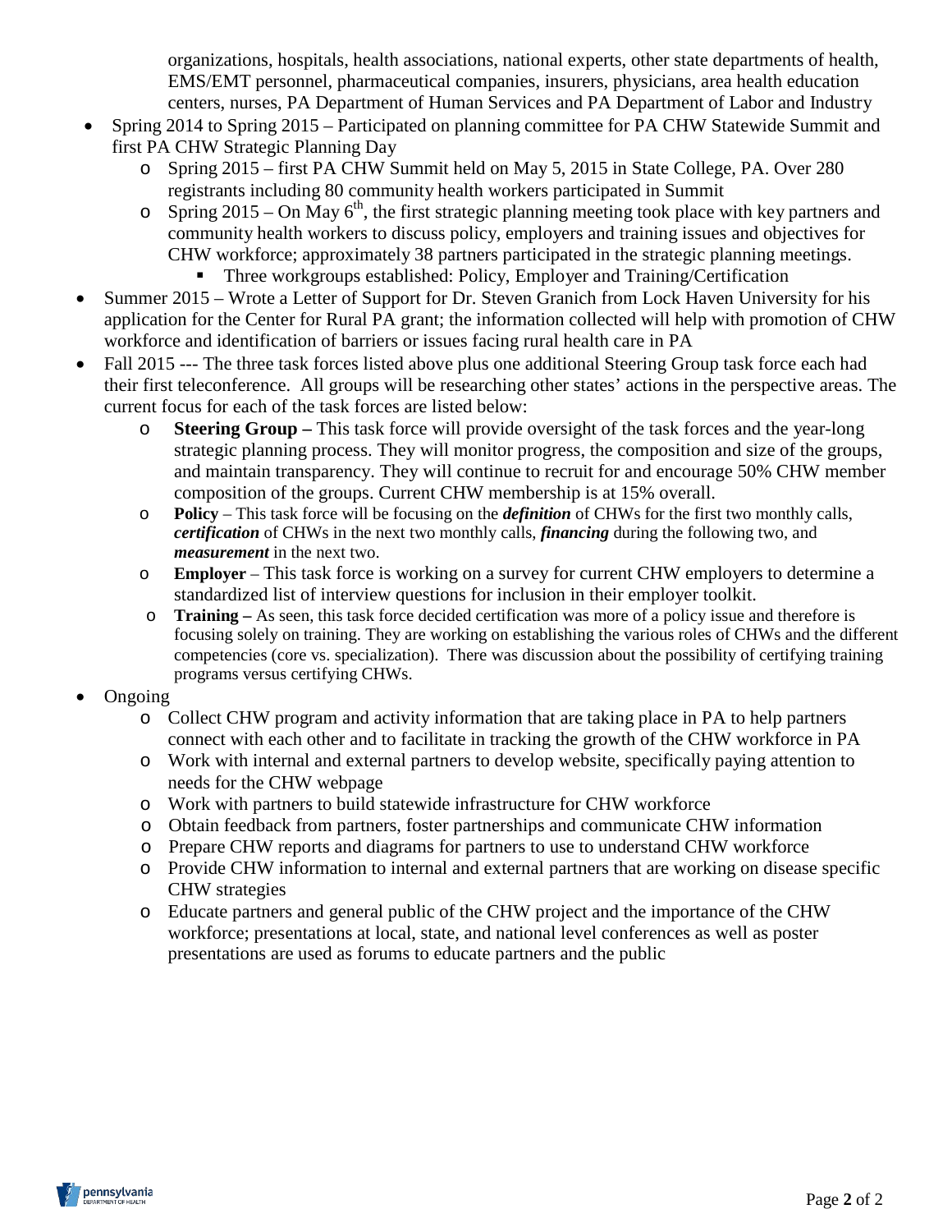organizations, hospitals, health associations, national experts, other state departments of health, EMS/EMT personnel, pharmaceutical companies, insurers, physicians, area health education centers, nurses, PA Department of Human Services and PA Department of Labor and Industry

- Spring 2014 to Spring 2015 – Participated on planning committee for PA CHW Statewide Summit and first PA CHW Strategic Planning Day
  - Spring 2015 – first PA CHW Summit held on May 5, 2015 in State College, PA. Over 280 registrants including 80 community health workers participated in Summit
  - Spring 2015 – On May 6th, the first strategic planning meeting took place with key partners and community health workers to discuss policy, employers and training issues and objectives for CHW workforce; approximately 38 partners participated in the strategic planning meetings.
    - Three workgroups established: Policy, Employer and Training/Certification
- Summer 2015 – Wrote a Letter of Support for Dr. Steven Granich from Lock Haven University for his application for the Center for Rural PA grant; the information collected will help with promotion of CHW workforce and identification of barriers or issues facing rural health care in PA
- Fall 2015 --- The three task forces listed above plus one additional Steering Group task force each had their first teleconference. All groups will be researching other states' actions in the perspective areas. The current focus for each of the task forces are listed below:
  - **Steering Group –** This task force will provide oversight of the task forces and the year-long strategic planning process. They will monitor progress, the composition and size of the groups, and maintain transparency. They will continue to recruit for and encourage 50% CHW member composition of the groups. Current CHW membership is at 15% overall.
  - **Policy** – This task force will be focusing on the ***definition*** of CHWs for the first two monthly calls, ***certification*** of CHWs in the next two monthly calls, ***financing*** during the following two, and ***measurement*** in the next two.
  - **Employer** – This task force is working on a survey for current CHW employers to determine a standardized list of interview questions for inclusion in their employer toolkit.
  - **Training –** As seen, this task force decided certification was more of a policy issue and therefore is focusing solely on training. They are working on establishing the various roles of CHWs and the different competencies (core vs. specialization). There was discussion about the possibility of certifying training programs versus certifying CHWs.
- Ongoing
  - Collect CHW program and activity information that are taking place in PA to help partners connect with each other and to facilitate in tracking the growth of the CHW workforce in PA
  - Work with internal and external partners to develop website, specifically paying attention to needs for the CHW webpage
  - Work with partners to build statewide infrastructure for CHW workforce
  - Obtain feedback from partners, foster partnerships and communicate CHW information
  - Prepare CHW reports and diagrams for partners to use to understand CHW workforce
  - Provide CHW information to internal and external partners that are working on disease specific CHW strategies
  - Educate partners and general public of the CHW project and the importance of the CHW workforce; presentations at local, state, and national level conferences as well as poster presentations are used as forums to educate partners and the public